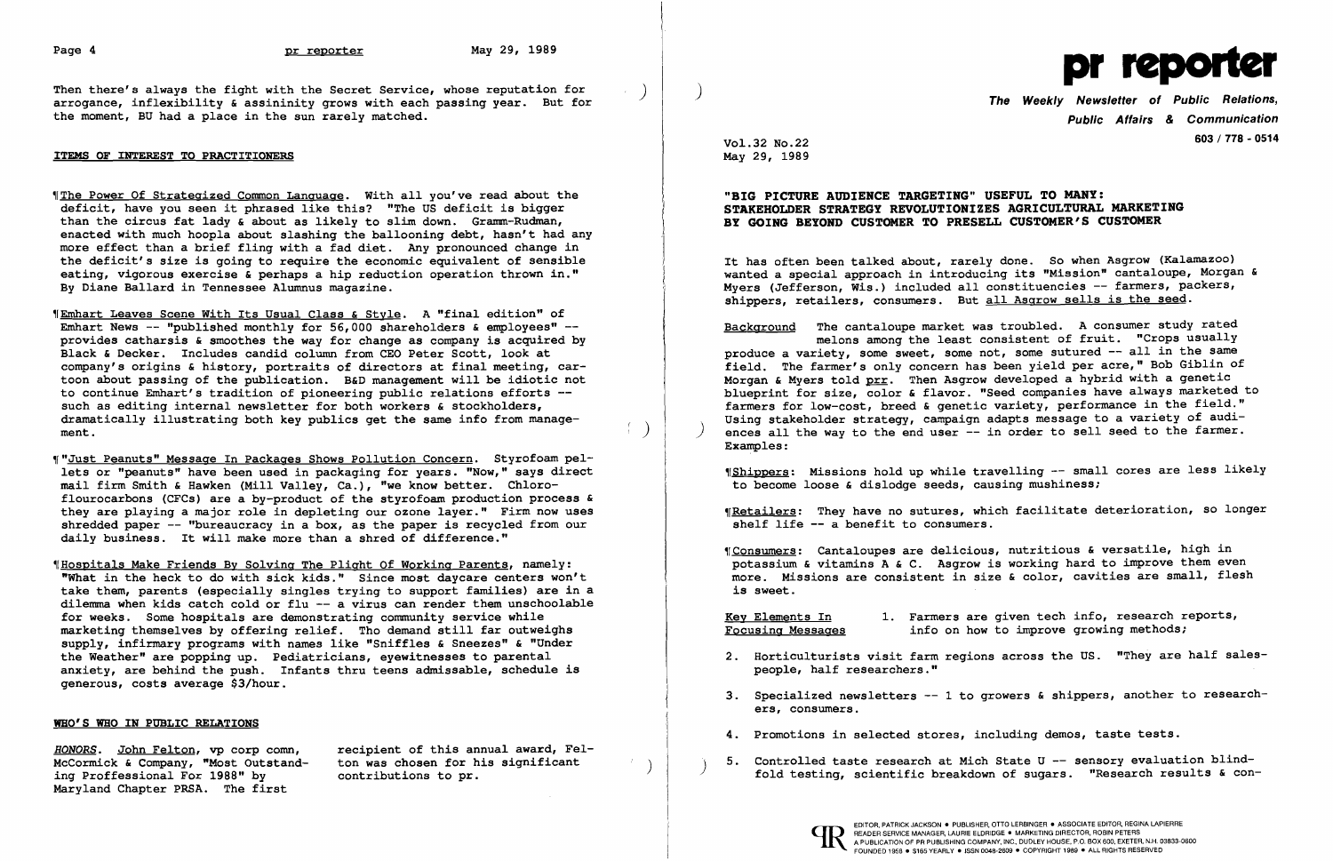Then there's always the fight with the Secret Service, whose reputation for arrogance, inflexibility & assininity grows with each passing year. But for the moment, BU had a place in the sun rarely matched.

## ITEMS OF INTEREST TO PRACTITIONERS

¶The Power Of Strategized Common Language. With all you've read about the deficit, have you seen it phrased like this? "The US deficit is bigger than the circus fat lady & about as likely to slim down. Gramm-Rudman, enacted with much hoopla about slashing the ballooning debt, hasn't had any more effect than a brief fling with a fad diet. Any pronounced change in the deficit's size is going to require the economic equivalent of sensible eating, vigorous exercise & perhaps a hip reduction operation thrown in." By Diane Ballard in Tennessee Alumnus magazine.

¶Emhart Leaves Scene With Its Usual Class & Style. A "final edition" of Emhart News -- "published monthly for 56,000 shareholders & employees" -- provides catharsis & smoothes the way for change as company is acquired by Black & Decker. Includes candid column from CEO Peter Scott, look at company's origins & history, portraits of directors at final meeting, cartoon about passing of the publication. B&D management will be idiotic not to continue Emhart's tradition of pioneering public relations efforts -- such as editing internal newsletter for both workers & stockholders, dramatically illustrating both key publics get the same info from management.

¶"Just Peanuts" Message In Packages Shows Pollution Concern. Styrofoam pellets or "peanuts" have been used in packaging for years. "Now," says direct mail firm Smith & Hawken (Mill Valley, Ca.), "we know better. Chloroflourocarbons (CFCs) are a by-product of the styrofoam production process & they are playing a major role in depleting our ozone layer." Firm now uses shredded paper -- "bureaucracy in a box, as the paper is recycled from our daily business. It will make more than a shred of difference."

¶Hospitals Make Friends By Solving The Plight Of Working Parents, namely: "What in the heck to do with sick kids." Since most daycare centers won't take them, parents (especially singles trying to support families) are in a dilemma when kids catch cold or flu -- a virus can render them unschoolable for weeks. Some hospitals are demonstrating community service while marketing themselves by offering relief. Tho demand still far outweighs supply, infirmary programs with names like "Sniffles & Sneezes" & "Under the Weather" are popping up. Pediatricians, eyewitnesses to parental anxiety, are behind the push. Infants thru teens admissable, schedule is generous, costs average $3/hour.

## WHO'S WHO IN PUBLIC RELATIONS

*HONORS*. John Felton, vp corp comn, McCormick & Company, "Most Outstanding Proffessional For 1988" by Maryland Chapter PRSA. The first recipient of this annual award, Felton was chosen for his significant contributions to pr.

# pr reporter

**The Weekly Newsletter of Public Relations, Public Affairs & Communication**

603 / 778 - 0514

Vol.32 No.22
May 29, 1989

## "BIG PICTURE AUDIENCE TARGETING" USEFUL TO MANY: STAKEHOLDER STRATEGY REVOLUTIONIZES AGRICULTURAL MARKETING BY GOING BEYOND CUSTOMER TO PRESELL CUSTOMER'S CUSTOMER

It has often been talked about, rarely done. So when Asgrow (Kalamazoo) wanted a special approach in introducing its "Mission" cantaloupe, Morgan & Myers (Jefferson, Wis.) included all constituencies -- farmers, packers, shippers, retailers, consumers. But all Asgrow sells is the seed.

Background: The cantaloupe market was troubled. A consumer study rated melons among the least consistent of fruit. "Crops usually produce a variety, some sweet, some not, some sutured -- all in the same field. The farmer's only concern has been yield per acre," Bob Giblin of Morgan & Myers told prr. Then Asgrow developed a hybrid with a genetic blueprint for size, color & flavor. "Seed companies have always marketed to farmers for low-cost, breed & genetic variety, performance in the field." Using stakeholder strategy, campaign adapts message to a variety of audiences all the way to the end user -- in order to sell seed to the farmer. Examples:

¶Shippers: Missions hold up while travelling -- small cores are less likely to become loose & dislodge seeds, causing mushiness;

¶Retailers: They have no sutures, which facilitate deterioration, so longer shelf life -- a benefit to consumers.

¶Consumers: Cantaloupes are delicious, nutritious & versatile, high in potassium & vitamins A & C. Asgrow is working hard to improve them even more. Missions are consistent in size & color, cavities are small, flesh is sweet.

Key Elements In Focusing Messages

1. Farmers are given tech info, research reports, info on how to improve growing methods;
2. Horticulturists visit farm regions across the US. "They are half salespeople, half researchers."
3. Specialized newsletters -- 1 to growers & shippers, another to researchers, consumers.
4. Promotions in selected stores, including demos, taste tests.
5. Controlled taste research at Mich State U -- sensory evaluation blindfold testing, scientific breakdown of sugars. "Research results & con-

EDITOR, PATRICK JACKSON • PUBLISHER, OTTO LERBINGER • ASSOCIATE EDITOR, REGINA LAPIERRE
READER SERVICE MANAGER, LAURIE ELDRIDGE • MARKETING DIRECTOR, ROBIN PETERS
A PUBLICATION OF PR PUBLISHING COMPANY, INC., DUDLEY HOUSE, P.O. BOX 600, EXETER, N.H. 03833-0600
FOUNDED 1958 • $165 YEARLY • ISSN 0048-2609 • COPYRIGHT 1989 • ALL RIGHTS RESERVED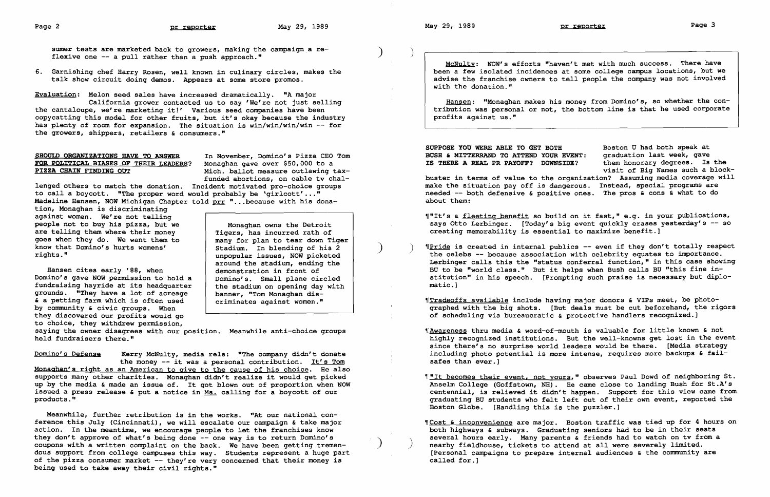sumer tests are marketed back to growers, making the campaign a reflexive one -- a pull rather than a push approach."

6. Garnishing chef Harry Rosen, well known in culinary circles, makes the talk show circuit doing demos. Appears at some store promos.

Evaluation: Melon seed sales have increased dramatically. "A major California grower contacted us to say 'We're not just selling the cantaloupe, we're marketing it!' Various seed companies have been copycatting this model for other fruits, but it's okay because the industry has plenty of room for expansion. The situation is win/win/win/win -- for the growers, shippers, retailers & consumers."

**SHOULD ORGANIZATIONS HAVE TO ANSWER FOR POLITICAL BIASES OF THEIR LEADERS? PIZZA CHAIN FINDING OUT**

In November, Domino's Pizza CEO Tom Monaghan gave over $50,000 to a Mich. ballot measure outlawing tax-funded abortions, on cable tv challenged others to match the donation. Incident motivated pro-choice groups to call a boycott. "The proper word would probably be 'girlcott'..." Madeline Hansen, NOW Michigan Chapter told prr "...because with his donation, Monaghan is discriminating against women. We're not telling people not to buy his pizza, but we are telling them where their money goes when they do. We want them to know that Domino's hurts womens' rights."

Hansen cites early '88, when Domino's gave NOW permission to hold a fundraising hayride at its headquarter grounds. "They have a lot of acreage & a petting farm which is often used by community & civic groups. When they discovered our profits would go to choice, they withdrew permission, saying the owner disagrees with our position. Meanwhile anti-choice groups held fundraisers there."

> Monaghan owns the Detroit Tigers, has incurred rath of many for plan to tear down Tiger Stadium. In blending of his 2 unpopular issues, NOW picketed around the stadium, ending the demonstration in front of Domino's. Small plane circled the stadium on opening day with banner, "Tom Monaghan discriminates against women."

Domino's Defense Kerry McNulty, media rels: "The company didn't donate the money -- it was a personal contribution. It's Tom Monaghan's right as an American to give to the cause of his choice. He also supports many other charities. Monaghan didn't realize it would get picked up by the media & made an issue of. It got blown out of proportion when NOW issued a press release & put a notice in Ms. calling for a boycott of our products."

Meanwhile, further retribution is in the works. "At our national conference this July (Cincinnati), we will escalate our campaign & take major action. In the meantime, we encourage people to let the franchises know they don't approve of what's being done -- one way is to return Domino's coupons with a written complaint on the back. We have been getting tremendous support from college campuses this way. Students represent a huge part of the pizza consumer market -- they're very concerned that their money is being used to take away their civil rights."

> McNulty: NOW's efforts "haven't met with much success. There have been a few isolated incidences at some college campus locations, but we advise the franchise owners to tell people the company was not involved with the donation."
>
> Hansen: "Monaghan makes his money from Domino's, so whether the contribution was personal or not, the bottom line is that he used corporate profits against us."

**SUPPOSE YOU WERE ABLE TO GET BOTH BUSH & MITTERRAND TO ATTEND YOUR EVENT: IS THERE A REAL PR PAYOFF? DOWNSIDE?**

Boston U had both speak at graduation last week, gave them honorary degrees. Is the visit of Big Names such a blockbuster in terms of value to the organization? Assuming media coverage will make the situation pay off is dangerous. Instead, special programs are needed -- both defensive & positive ones. The pros & cons & what to do about them:

¶"It's a fleeting benefit so build on it fast," e.g. in your publications, says Otto Lerbinger. [Today's big event quickly erases yesterday's -- so creating memorability is essential to maximize benefit.]

¶Pride is created in internal publics -- even if they don't totally respect the celebs -- because association with celebrity equates to importance. Lerbinger calls this the "status conferral function," in this case showing BU to be "world class." But it helps when Bush calls BU "this fine institution" in his speech. [Prompting such praise is necessary but diplomatic.]

¶Tradeoffs available include having major donors & VIPs meet, be photographed with the big shots. [But deals must be cut beforehand, the rigors of scheduling via bureaucratic & protective handlers recognized.]

¶Awareness thru media & word-of-mouth is valuable for little known & not highly recognized institutions. But the well-knowns get lost in the event since there's no surprise world leaders would be there. [Media strategy including photo potential is more intense, requires more backups & failsafes than ever.]

¶"It becomes their event, not yours," observes Paul Dowd of neighboring St. Anselm College (Goffstown, NH). He came close to landing Bush for St.A's centennial, is relieved it didn't happen. Support for this view came from graduating BU students who felt left out of their own event, reported the Boston Globe. [Handling this is the puzzler.]

¶Cost & inconvenience are major. Boston traffic was tied up for 4 hours on both highways & subways. Graduating seniors had to be in their seats several hours early. Many parents & friends had to watch on tv from a nearby fieldhouse, tickets to attend at all were severely limited. [Personal campaigns to prepare internal audiences & the community are called for.]